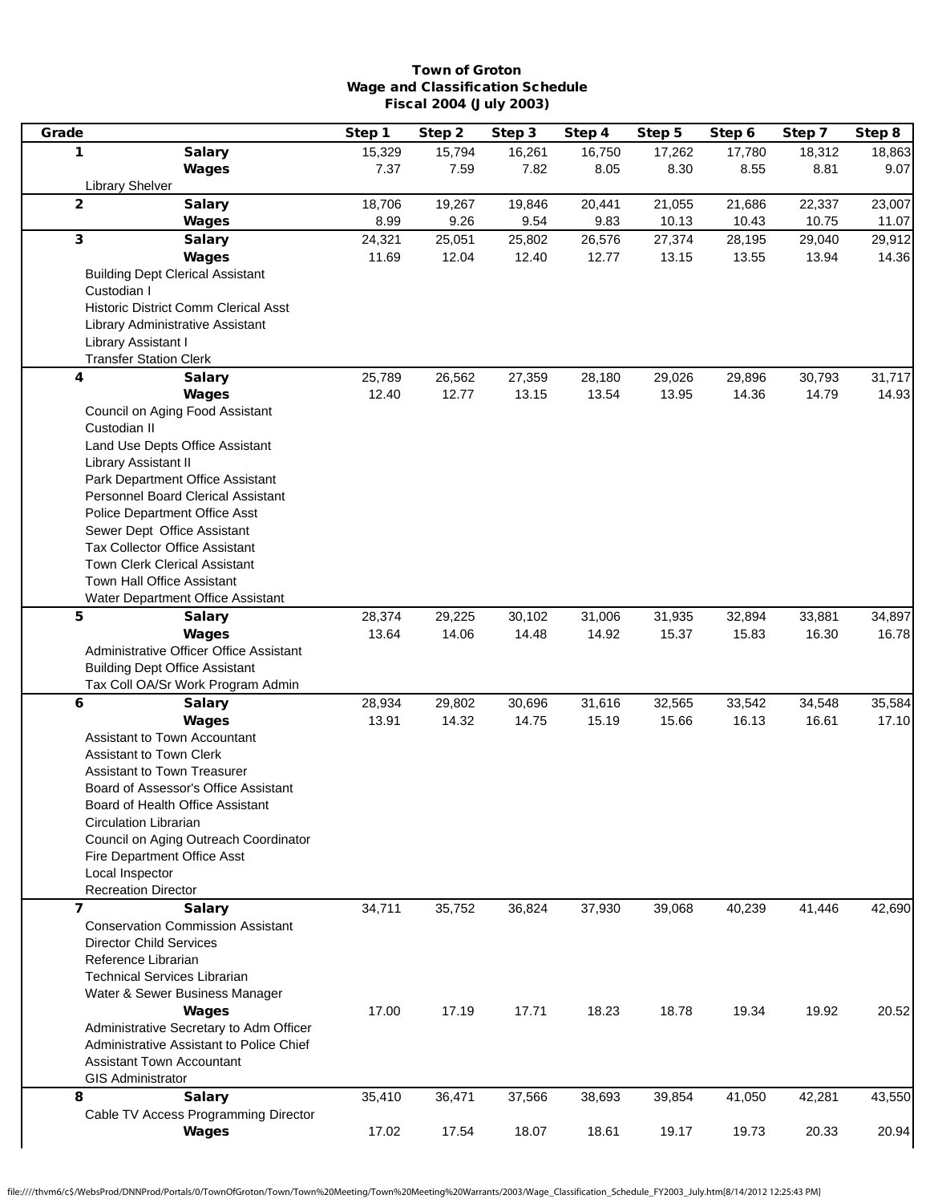**Town of Groton**
**Wage and Classification Schedule**
**Fiscal 2004 (July 2003)**

| Grade | | Step 1 | Step 2 | Step 3 | Step 4 | Step 5 | Step 6 | Step 7 | Step 8 |
|---|---|---|---|---|---|---|---|---|---|
| **1** | **Salary** | 15,329 | 15,794 | 16,261 | 16,750 | 17,262 | 17,780 | 18,312 | 18,863 |
| | **Wages** | 7.37 | 7.59 | 7.82 | 8.05 | 8.30 | 8.55 | 8.81 | 9.07 |
| Library Shelver | | | | | | | | | |
| **2** | **Salary** | 18,706 | 19,267 | 19,846 | 20,441 | 21,055 | 21,686 | 22,337 | 23,007 |
| | **Wages** | 8.99 | 9.26 | 9.54 | 9.83 | 10.13 | 10.43 | 10.75 | 11.07 |
| **3** | **Salary** | 24,321 | 25,051 | 25,802 | 26,576 | 27,374 | 28,195 | 29,040 | 29,912 |
| | **Wages** | 11.69 | 12.04 | 12.40 | 12.77 | 13.15 | 13.55 | 13.94 | 14.36 |
| Building Dept Clerical Assistant | | | | | | | | | |
| Custodian I | | | | | | | | | |
| Historic District Comm Clerical Asst | | | | | | | | | |
| Library Administrative Assistant | | | | | | | | | |
| Library Assistant I | | | | | | | | | |
| Transfer Station Clerk | | | | | | | | | |
| **4** | **Salary** | 25,789 | 26,562 | 27,359 | 28,180 | 29,026 | 29,896 | 30,793 | 31,717 |
| | **Wages** | 12.40 | 12.77 | 13.15 | 13.54 | 13.95 | 14.36 | 14.79 | 14.93 |
| Council on Aging Food Assistant | | | | | | | | | |
| Custodian II | | | | | | | | | |
| Land Use Depts Office Assistant | | | | | | | | | |
| Library Assistant II | | | | | | | | | |
| Park Department Office Assistant | | | | | | | | | |
| Personnel Board Clerical Assistant | | | | | | | | | |
| Police Department Office Asst | | | | | | | | | |
| Sewer Dept Office Assistant | | | | | | | | | |
| Tax Collector Office Assistant | | | | | | | | | |
| Town Clerk Clerical Assistant | | | | | | | | | |
| Town Hall Office Assistant | | | | | | | | | |
| Water Department Office Assistant | | | | | | | | | |
| **5** | **Salary** | 28,374 | 29,225 | 30,102 | 31,006 | 31,935 | 32,894 | 33,881 | 34,897 |
| | **Wages** | 13.64 | 14.06 | 14.48 | 14.92 | 15.37 | 15.83 | 16.30 | 16.78 |
| Administrative Officer Office Assistant | | | | | | | | | |
| Building Dept Office Assistant | | | | | | | | | |
| Tax Coll OA/Sr Work Program Admin | | | | | | | | | |
| **6** | **Salary** | 28,934 | 29,802 | 30,696 | 31,616 | 32,565 | 33,542 | 34,548 | 35,584 |
| | **Wages** | 13.91 | 14.32 | 14.75 | 15.19 | 15.66 | 16.13 | 16.61 | 17.10 |
| Assistant to Town Accountant | | | | | | | | | |
| Assistant to Town Clerk | | | | | | | | | |
| Assistant to Town Treasurer | | | | | | | | | |
| Board of Assessor's Office Assistant | | | | | | | | | |
| Board of Health Office Assistant | | | | | | | | | |
| Circulation Librarian | | | | | | | | | |
| Council on Aging Outreach Coordinator | | | | | | | | | |
| Fire Department Office Asst | | | | | | | | | |
| Local Inspector | | | | | | | | | |
| Recreation Director | | | | | | | | | |
| **7** | **Salary** | 34,711 | 35,752 | 36,824 | 37,930 | 39,068 | 40,239 | 41,446 | 42,690 |
| Conservation Commission Assistant | | | | | | | | | |
| Director Child Services | | | | | | | | | |
| Reference Librarian | | | | | | | | | |
| Technical Services Librarian | | | | | | | | | |
| Water & Sewer Business Manager | | | | | | | | | |
| | **Wages** | 17.00 | 17.19 | 17.71 | 18.23 | 18.78 | 19.34 | 19.92 | 20.52 |
| Administrative Secretary to Adm Officer | | | | | | | | | |
| Administrative Assistant to Police Chief | | | | | | | | | |
| Assistant Town Accountant | | | | | | | | | |
| GIS Administrator | | | | | | | | | |
| **8** | **Salary** | 35,410 | 36,471 | 37,566 | 38,693 | 39,854 | 41,050 | 42,281 | 43,550 |
| Cable TV Access Programming Director | | | | | | | | | |
| | **Wages** | 17.02 | 17.54 | 18.07 | 18.61 | 19.17 | 19.73 | 20.33 | 20.94 |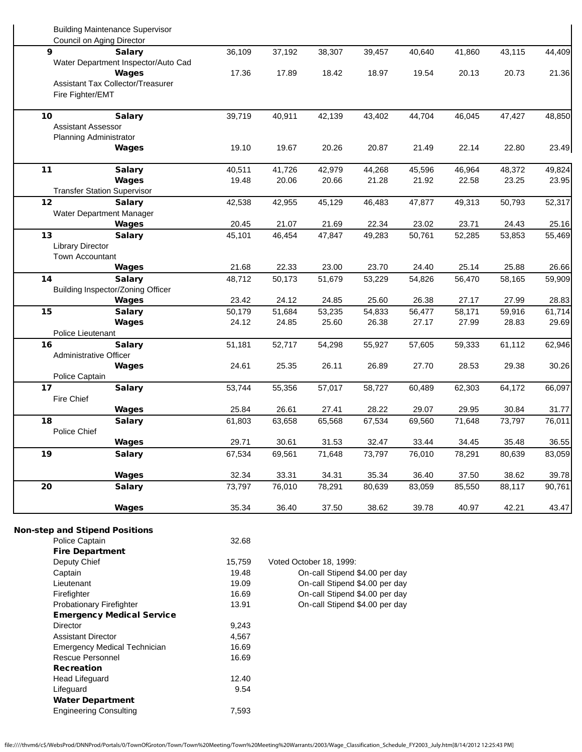| Grade | | Step 1 | Step 2 | Step 3 | Step 4 | Step 5 | Step 6 | Step 7 | Step 8 |
|---|---|---|---|---|---|---|---|---|---|
| | Building Maintenance Supervisor | | | | | | | | |
| | Council on Aging Director | | | | | | | | |
| 9 | **Salary** | 36,109 | 37,192 | 38,307 | 39,457 | 40,640 | 41,860 | 43,115 | 44,409 |
| | Water Department Inspector/Auto Cad | | | | | | | | |
| | **Wages** | 17.36 | 17.89 | 18.42 | 18.97 | 19.54 | 20.13 | 20.73 | 21.36 |
| | Assistant Tax Collector/Treasurer | | | | | | | | |
| | Fire Fighter/EMT | | | | | | | | |
| 10 | **Salary** | 39,719 | 40,911 | 42,139 | 43,402 | 44,704 | 46,045 | 47,427 | 48,850 |
| | Assistant Assessor | | | | | | | | |
| | Planning Administrator | | | | | | | | |
| | **Wages** | 19.10 | 19.67 | 20.26 | 20.87 | 21.49 | 22.14 | 22.80 | 23.49 |
| 11 | **Salary** | 40,511 | 41,726 | 42,979 | 44,268 | 45,596 | 46,964 | 48,372 | 49,824 |
| | **Wages** | 19.48 | 20.06 | 20.66 | 21.28 | 21.92 | 22.58 | 23.25 | 23.95 |
| | Transfer Station Supervisor | | | | | | | | |
| 12 | **Salary** | 42,538 | 42,955 | 45,129 | 46,483 | 47,877 | 49,313 | 50,793 | 52,317 |
| | Water Department Manager | | | | | | | | |
| | **Wages** | 20.45 | 21.07 | 21.69 | 22.34 | 23.02 | 23.71 | 24.43 | 25.16 |
| 13 | **Salary** | 45,101 | 46,454 | 47,847 | 49,283 | 50,761 | 52,285 | 53,853 | 55,469 |
| | Library Director | | | | | | | | |
| | Town Accountant | | | | | | | | |
| | **Wages** | 21.68 | 22.33 | 23.00 | 23.70 | 24.40 | 25.14 | 25.88 | 26.66 |
| 14 | **Salary** | 48,712 | 50,173 | 51,679 | 53,229 | 54,826 | 56,470 | 58,165 | 59,909 |
| | Building Inspector/Zoning Officer | | | | | | | | |
| | **Wages** | 23.42 | 24.12 | 24.85 | 25.60 | 26.38 | 27.17 | 27.99 | 28.83 |
| 15 | **Salary** | 50,179 | 51,684 | 53,235 | 54,833 | 56,477 | 58,171 | 59,916 | 61,714 |
| | **Wages** | 24.12 | 24.85 | 25.60 | 26.38 | 27.17 | 27.99 | 28.83 | 29.69 |
| | Police Lieutenant | | | | | | | | |
| 16 | **Salary** | 51,181 | 52,717 | 54,298 | 55,927 | 57,605 | 59,333 | 61,112 | 62,946 |
| | Administrative Officer | | | | | | | | |
| | **Wages** | 24.61 | 25.35 | 26.11 | 26.89 | 27.70 | 28.53 | 29.38 | 30.26 |
| | Police Captain | | | | | | | | |
| 17 | **Salary** | 53,744 | 55,356 | 57,017 | 58,727 | 60,489 | 62,303 | 64,172 | 66,097 |
| | Fire Chief | | | | | | | | |
| | **Wages** | 25.84 | 26.61 | 27.41 | 28.22 | 29.07 | 29.95 | 30.84 | 31.77 |
| 18 | **Salary** | 61,803 | 63,658 | 65,568 | 67,534 | 69,560 | 71,648 | 73,797 | 76,011 |
| | Police Chief | | | | | | | | |
| | **Wages** | 29.71 | 30.61 | 31.53 | 32.47 | 33.44 | 34.45 | 35.48 | 36.55 |
| 19 | **Salary** | 67,534 | 69,561 | 71,648 | 73,797 | 76,010 | 78,291 | 80,639 | 83,059 |
| | **Wages** | 32.34 | 33.31 | 34.31 | 35.34 | 36.40 | 37.50 | 38.62 | 39.78 |
| 20 | **Salary** | 73,797 | 76,010 | 78,291 | 80,639 | 83,059 | 85,550 | 88,117 | 90,761 |
| | **Wages** | 35.34 | 36.40 | 37.50 | 38.62 | 39.78 | 40.97 | 42.21 | 43.47 |

**Non-step and Stipend Positions**

| Position | Rate | Notes |
|---|---|---|
| Police Captain | 32.68 | |
| **Fire Department** | | |
| Deputy Chief | 15,759 | Voted October 18, 1999: |
| Captain | 19.48 | On-call Stipend $4.00 per day |
| Lieutenant | 19.09 | On-call Stipend $4.00 per day |
| Firefighter | 16.69 | On-call Stipend $4.00 per day |
| Probationary Firefighter | 13.91 | On-call Stipend $4.00 per day |
| **Emergency Medical Service** | | |
| Director | 9,243 | |
| Assistant Director | 4,567 | |
| Emergency Medical Technician | 16.69 | |
| Rescue Personnel | 16.69 | |
| **Recreation** | | |
| Head Lifeguard | 12.40 | |
| Lifeguard | 9.54 | |
| **Water Department** | | |
| Engineering Consulting | 7,593 | |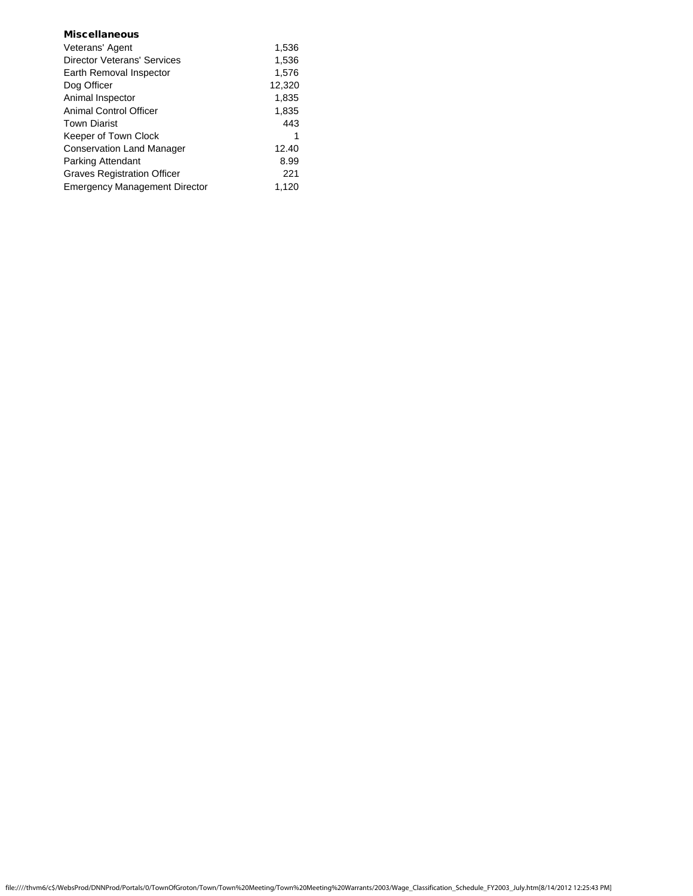### Miscellaneous

| | |
|---|---|
| Veterans' Agent | 1,536 |
| Director Veterans' Services | 1,536 |
| Earth Removal Inspector | 1,576 |
| Dog Officer | 12,320 |
| Animal Inspector | 1,835 |
| Animal Control Officer | 1,835 |
| Town Diarist | 443 |
| Keeper of Town Clock | 1 |
| Conservation Land Manager | 12.40 |
| Parking Attendant | 8.99 |
| Graves Registration Officer | 221 |
| Emergency Management Director | 1,120 |